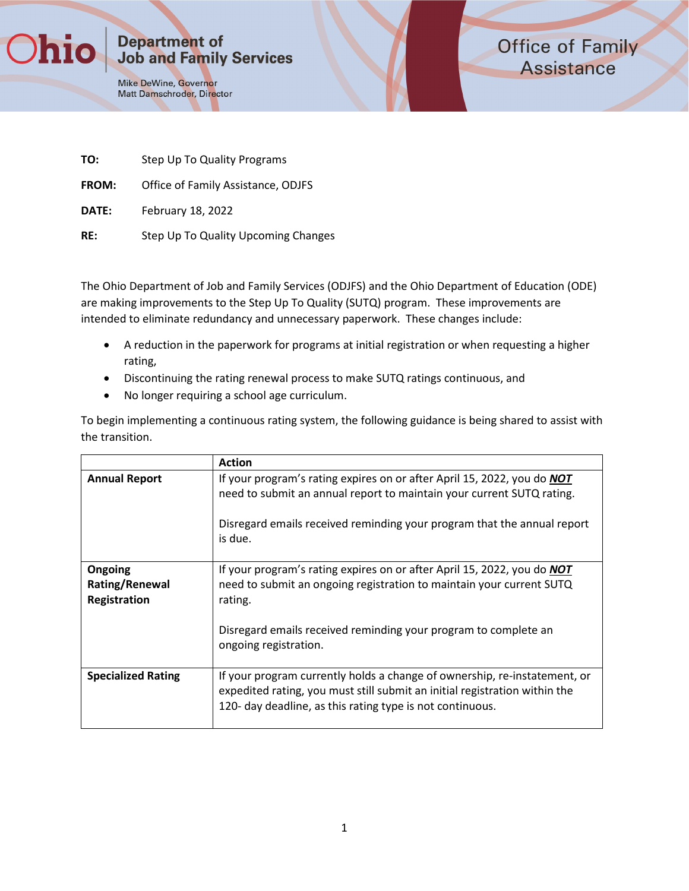Ohio Department of Job and Family Services

Mike DeWine, Governor
Matt Damschroder, Director

Office of Family Assistance

**TO:** Step Up To Quality Programs

**FROM:** Office of Family Assistance, ODJFS

**DATE:** February 18, 2022

**RE:** Step Up To Quality Upcoming Changes

The Ohio Department of Job and Family Services (ODJFS) and the Ohio Department of Education (ODE) are making improvements to the Step Up To Quality (SUTQ) program. These improvements are intended to eliminate redundancy and unnecessary paperwork. These changes include:

- A reduction in the paperwork for programs at initial registration or when requesting a higher rating,
- Discontinuing the rating renewal process to make SUTQ ratings continuous, and
- No longer requiring a school age curriculum.

To begin implementing a continuous rating system, the following guidance is being shared to assist with the transition.

| | **Action** |
|---|---|
| **Annual Report** | If your program's rating expires on or after April 15, 2022, you do ***NOT*** need to submit an annual report to maintain your current SUTQ rating.<br><br>Disregard emails received reminding your program that the annual report is due. |
| **Ongoing Rating/Renewal Registration** | If your program's rating expires on or after April 15, 2022, you do ***NOT*** need to submit an ongoing registration to maintain your current SUTQ rating.<br><br>Disregard emails received reminding your program to complete an ongoing registration. |
| **Specialized Rating** | If your program currently holds a change of ownership, re-instatement, or expedited rating, you must still submit an initial registration within the 120- day deadline, as this rating type is not continuous. |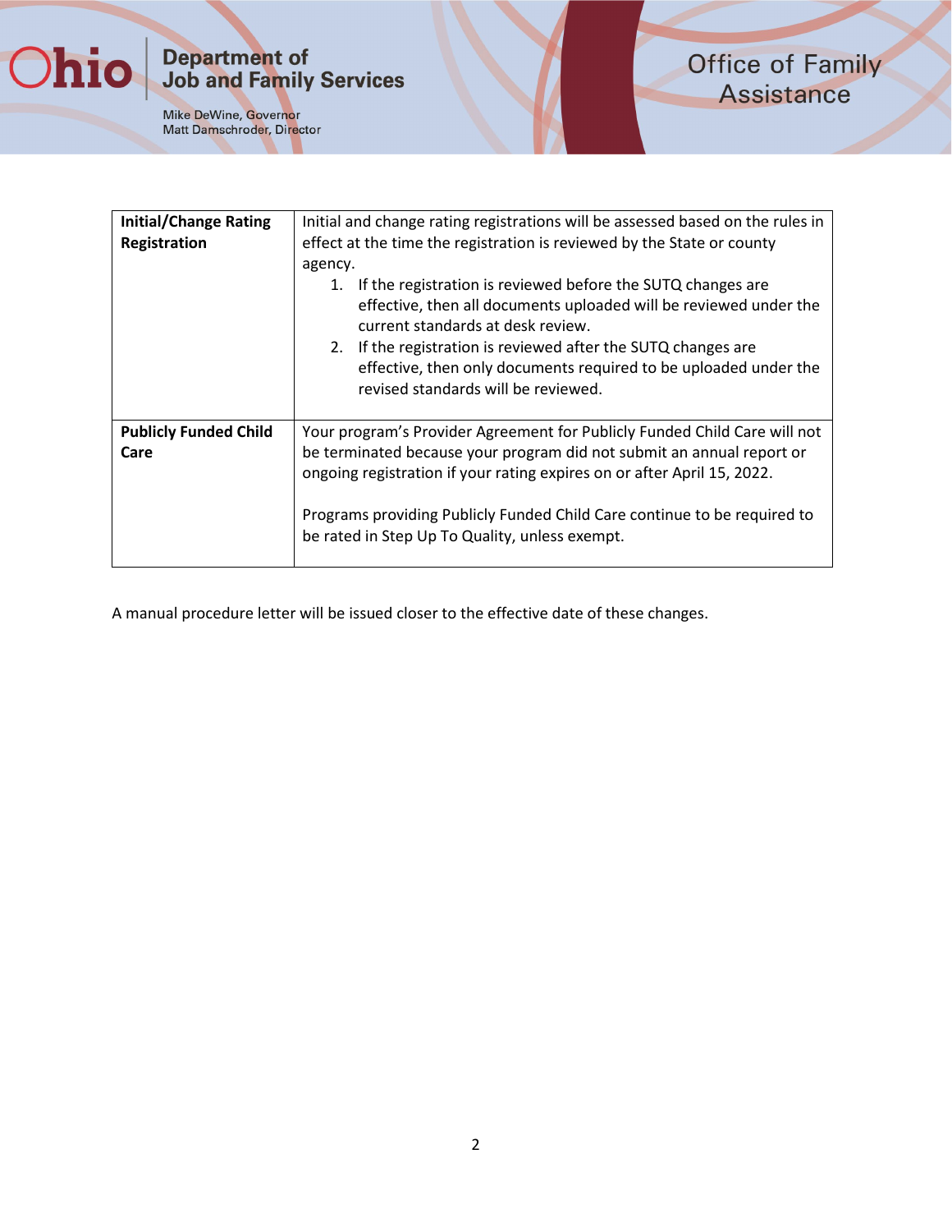| | |
|---|---|
| **Initial/Change Rating Registration** | Initial and change rating registrations will be assessed based on the rules in effect at the time the registration is reviewed by the State or county agency.<br>1. If the registration is reviewed before the SUTQ changes are effective, then all documents uploaded will be reviewed under the current standards at desk review.<br>2. If the registration is reviewed after the SUTQ changes are effective, then only documents required to be uploaded under the revised standards will be reviewed. |
| **Publicly Funded Child Care** | Your program's Provider Agreement for Publicly Funded Child Care will not be terminated because your program did not submit an annual report or ongoing registration if your rating expires on or after April 15, 2022.<br><br>Programs providing Publicly Funded Child Care continue to be required to be rated in Step Up To Quality, unless exempt. |

A manual procedure letter will be issued closer to the effective date of these changes.